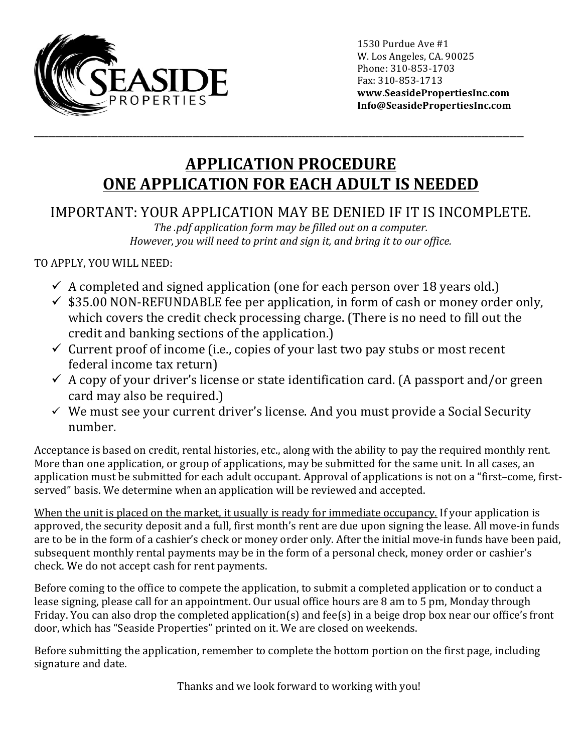SEASIDE PROPERTIES

1530 Purdue Ave #1
W. Los Angeles, CA. 90025
Phone: 310-853-1703
Fax: 310-853-1713
**www.SeasidePropertiesInc.com**
**Info@SeasidePropertiesInc.com**

---

# APPLICATION PROCEDURE
# ONE APPLICATION FOR EACH ADULT IS NEEDED

## IMPORTANT: YOUR APPLICATION MAY BE DENIED IF IT IS INCOMPLETE.

*The .pdf application form may be filled out on a computer.*
*However, you will need to print and sign it, and bring it to our office.*

TO APPLY, YOU WILL NEED:

- ✓ A completed and signed application (one for each person over 18 years old.)
- ✓ $35.00 NON-REFUNDABLE fee per application, in form of cash or money order only, which covers the credit check processing charge. (There is no need to fill out the credit and banking sections of the application.)
- ✓ Current proof of income (i.e., copies of your last two pay stubs or most recent federal income tax return)
- ✓ A copy of your driver's license or state identification card. (A passport and/or green card may also be required.)
- ✓ We must see your current driver's license. And you must provide a Social Security number.

Acceptance is based on credit, rental histories, etc., along with the ability to pay the required monthly rent. More than one application, or group of applications, may be submitted for the same unit. In all cases, an application must be submitted for each adult occupant. Approval of applications is not on a "first–come, first-served" basis. We determine when an application will be reviewed and accepted.

<u>When the unit is placed on the market, it usually is ready for immediate occupancy.</u> If your application is approved, the security deposit and a full, first month's rent are due upon signing the lease. All move-in funds are to be in the form of a cashier's check or money order only. After the initial move-in funds have been paid, subsequent monthly rental payments may be in the form of a personal check, money order or cashier's check. We do not accept cash for rent payments.

Before coming to the office to compete the application, to submit a completed application or to conduct a lease signing, please call for an appointment. Our usual office hours are 8 am to 5 pm, Monday through Friday. You can also drop the completed application(s) and fee(s) in a beige drop box near our office's front door, which has "Seaside Properties" printed on it. We are closed on weekends.

Before submitting the application, remember to complete the bottom portion on the first page, including signature and date.

Thanks and we look forward to working with you!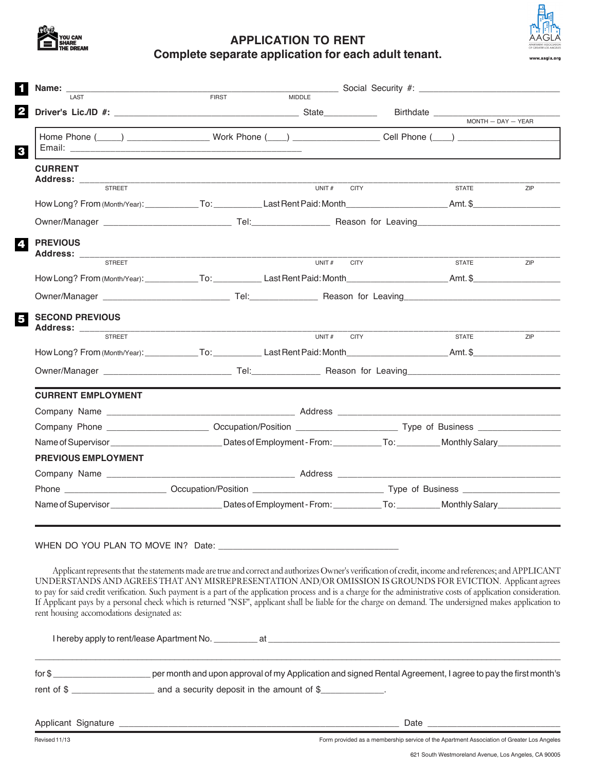YOU CAN SHARE THE DREAM

AAGLA
APARTMENT ASSOCIATION OF GREATER LOS ANGELES
www.aagla.org

# APPLICATION TO RENT

## Complete separate application for each adult tenant.

**1** **Name:** ______________________________ Social Security #: ____________________
LAST FIRST MIDDLE

**2** **Driver's Lic./ID #:** ____________________ State__________ Birthdate ____________________
MONTH — DAY — YEAR

**3** Home Phone (____) ______________ Work Phone (____) ______________ Cell Phone (____) ______________
Email: ________________________________________

**CURRENT**
**Address:** ________________________________________________________________
STREET UNIT # CITY STATE ZIP

How Long? From (Month/Year): __________ To: __________ Last Rent Paid: Month__________________ Amt. $________________

Owner/Manager ______________________ Tel:______________ Reason for Leaving__________________________

**4** **PREVIOUS**
**Address:** ________________________________________________________________
STREET UNIT # CITY STATE ZIP

How Long? From (Month/Year): __________ To: __________ Last Rent Paid: Month__________________ Amt. $________________

Owner/Manager ______________________ Tel:______________ Reason for Leaving__________________________

**5** **SECOND PREVIOUS**
**Address:** ________________________________________________________________
STREET UNIT # CITY STATE ZIP

How Long? From (Month/Year): __________ To: __________ Last Rent Paid: Month__________________ Amt. $________________

Owner/Manager ______________________ Tel:______________ Reason for Leaving__________________________

---

**CURRENT EMPLOYMENT**

Company Name ______________________________ Address ________________________________

Company Phone __________________ Occupation/Position __________________ Type of Business ______________

Name of Supervisor ____________________ Dates of Employment - From: __________ To: __________ Monthly Salary____________

**PREVIOUS EMPLOYMENT**

Company Name ______________________________ Address ________________________________

Phone __________________ Occupation/Position ______________________ Type of Business ______________

Name of Supervisor ____________________ Dates of Employment - From: __________ To: __________ Monthly Salary____________

---

WHEN DO YOU PLAN TO MOVE IN? Date: ______________________________

Applicant represents that the statements made are true and correct and authorizes Owner's verification of credit, income and references; and APPLICANT UNDERSTANDS AND AGREES THAT ANY MISREPRESENTATION AND/OR OMISSION IS GROUNDS FOR EVICTION. Applicant agrees to pay for said credit verification. Such payment is a part of the application process and is a charge for the administrative costs of application consideration. If Applicant pays by a personal check which is returned "NSF", applicant shall be liable for the charge on demand. The undersigned makes application to rent housing accomodations designated as:

I hereby apply to rent/lease Apartment No. ________ at ________________________________________________

________________________________________________________________________________

for $ __________________ per month and upon approval of my Application and signed Rental Agreement, I agree to pay the first month's rent of $ ________________ and a security deposit in the amount of $____________.

Applicant Signature ____________________________________________ Date ____________________

Revised 11/13

Form provided as a membership service of the Apartment Association of Greater Los Angeles

621 South Westmoreland Avenue, Los Angeles, CA 90005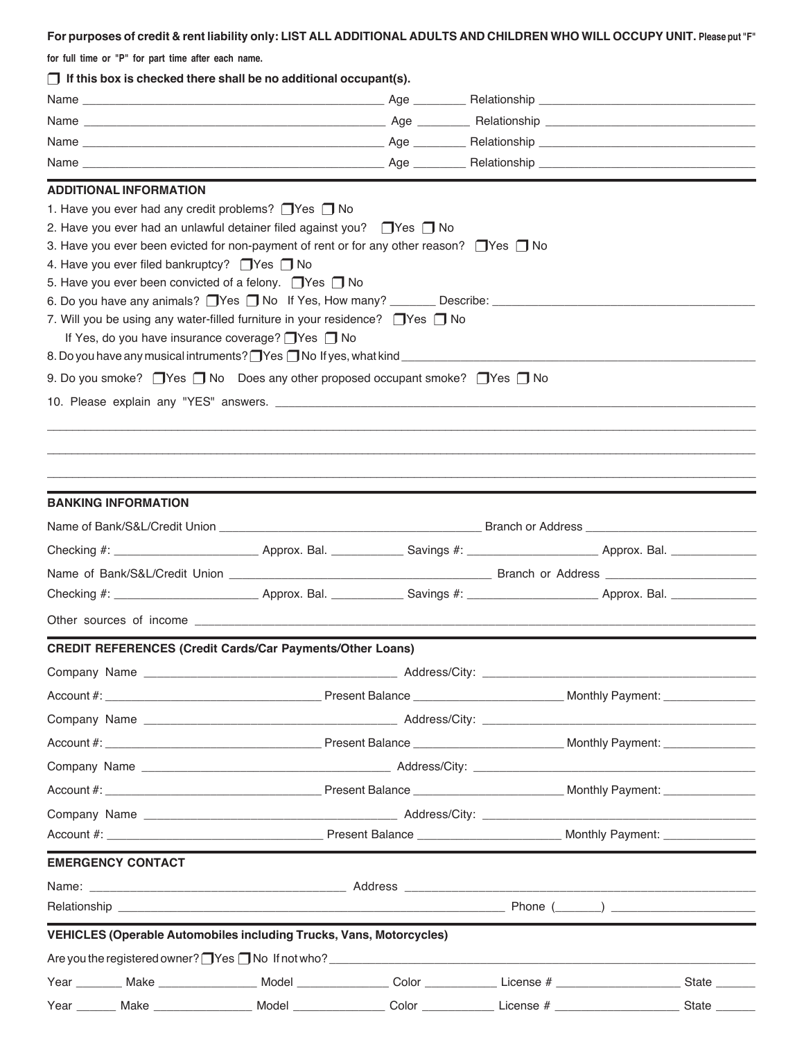**For purposes of credit & rent liability only: LIST ALL ADDITIONAL ADULTS AND CHILDREN WHO WILL OCCUPY UNIT. Please put "F" for full time or "P" for part time after each name.**

☐ **If this box is checked there shall be no additional occupant(s).**

Name ______________________________ Age ________ Relationship ______________________

Name ______________________________ Age ________ Relationship ______________________

Name ______________________________ Age ________ Relationship ______________________

Name ______________________________ Age ________ Relationship ______________________

## ADDITIONAL INFORMATION

1. Have you ever had any credit problems? ☐Yes ☐ No
2. Have you ever had an unlawful detainer filed against you? ☐Yes ☐ No
3. Have you ever been evicted for non-payment of rent or for any other reason? ☐Yes ☐ No
4. Have you ever filed bankruptcy? ☐Yes ☐ No
5. Have you ever been convicted of a felony. ☐Yes ☐ No
6. Do you have any animals? ☐Yes ☐ No If Yes, How many? _______ Describe: ______________________
7. Will you be using any water-filled furniture in your residence? ☐Yes ☐ No
   If Yes, do you have insurance coverage? ☐Yes ☐ No
8. Do you have any musical intruments? ☐Yes ☐No If yes, what kind ______________________
9. Do you smoke? ☐Yes ☐ No Does any other proposed occupant smoke? ☐Yes ☐ No
10. Please explain any "YES" answers. ______________________

______________________________________________________________

______________________________________________________________

______________________________________________________________

## BANKING INFORMATION

Name of Bank/S&L/Credit Union ______________________ Branch or Address ______________________

Checking #: ______________ Approx. Bal. __________ Savings #: ______________ Approx. Bal. __________

Name of Bank/S&L/Credit Union ______________________ Branch or Address ______________________

Checking #: ______________ Approx. Bal. __________ Savings #: ______________ Approx. Bal. __________

Other sources of income ______________________________________________

## CREDIT REFERENCES (Credit Cards/Car Payments/Other Loans)

Company Name ______________________ Address/City: ______________________

Account #: ______________ Present Balance ______________ Monthly Payment: ______________

Company Name ______________________ Address/City: ______________________

Account #: ______________ Present Balance ______________ Monthly Payment: ______________

Company Name ______________________ Address/City: ______________________

Account #: ______________ Present Balance ______________ Monthly Payment: ______________

Company Name ______________________ Address/City: ______________________

Account #: ______________ Present Balance ______________ Monthly Payment: ______________

## EMERGENCY CONTACT

Name: ______________________ Address ______________________

Relationship ______________________ Phone (_______) ______________________

## VEHICLES (Operable Automobiles including Trucks, Vans, Motorcycles)

Are you the registered owner? ☐Yes ☐No If not who? ______________________

Year _______ Make ______________ Model ______________ Color ___________ License # ______________ State ______

Year _______ Make ______________ Model ______________ Color ___________ License # ______________ State ______